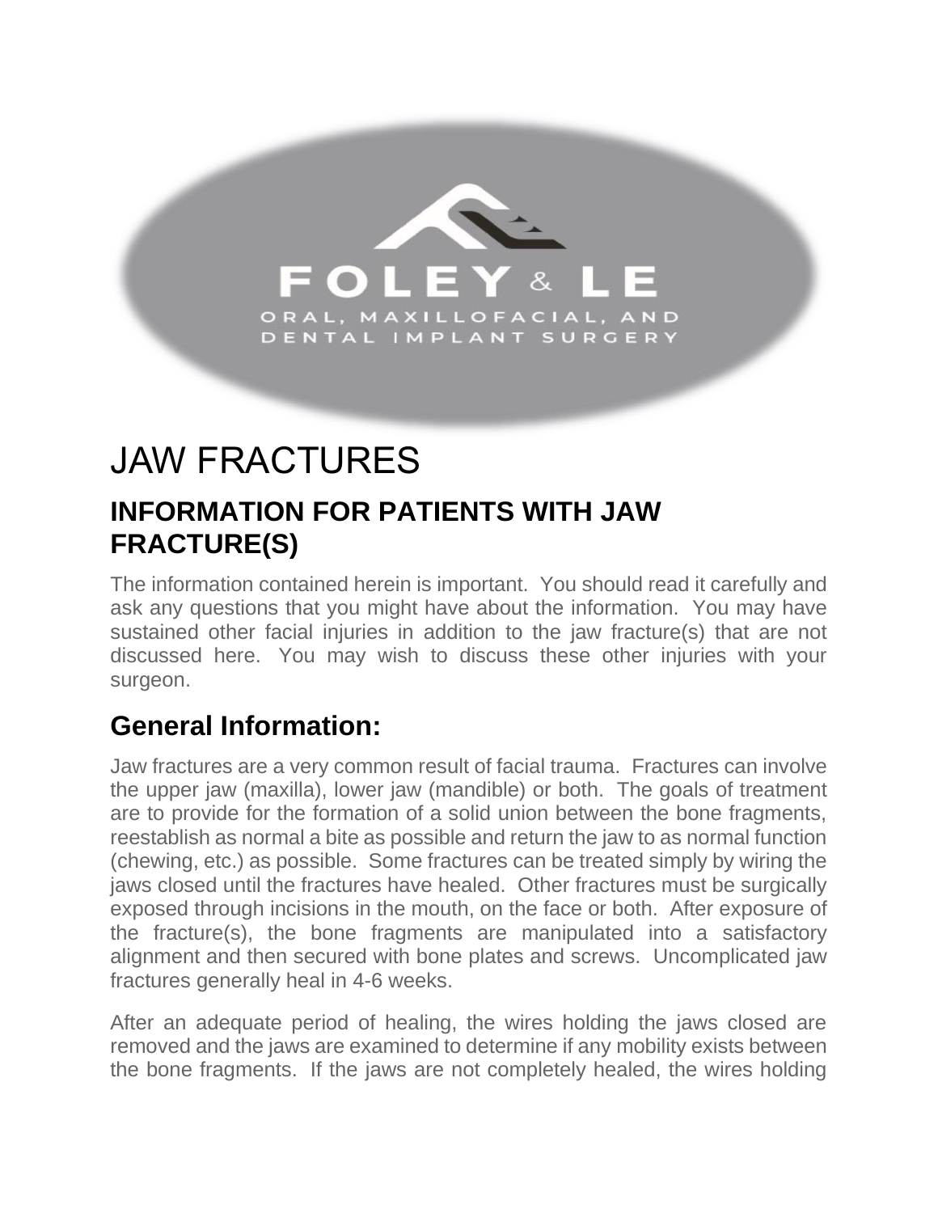FOLEY & LE

ORAL, MAXILLOFACIAL, AND DENTAL IMPLANT SURGERY

# JAW FRACTURES

## INFORMATION FOR PATIENTS WITH JAW FRACTURE(S)

The information contained herein is important. You should read it carefully and ask any questions that you might have about the information. You may have sustained other facial injuries in addition to the jaw fracture(s) that are not discussed here. You may wish to discuss these other injuries with your surgeon.

## General Information:

Jaw fractures are a very common result of facial trauma. Fractures can involve the upper jaw (maxilla), lower jaw (mandible) or both. The goals of treatment are to provide for the formation of a solid union between the bone fragments, reestablish as normal a bite as possible and return the jaw to as normal function (chewing, etc.) as possible. Some fractures can be treated simply by wiring the jaws closed until the fractures have healed. Other fractures must be surgically exposed through incisions in the mouth, on the face or both. After exposure of the fracture(s), the bone fragments are manipulated into a satisfactory alignment and then secured with bone plates and screws. Uncomplicated jaw fractures generally heal in 4-6 weeks.

After an adequate period of healing, the wires holding the jaws closed are removed and the jaws are examined to determine if any mobility exists between the bone fragments. If the jaws are not completely healed, the wires holding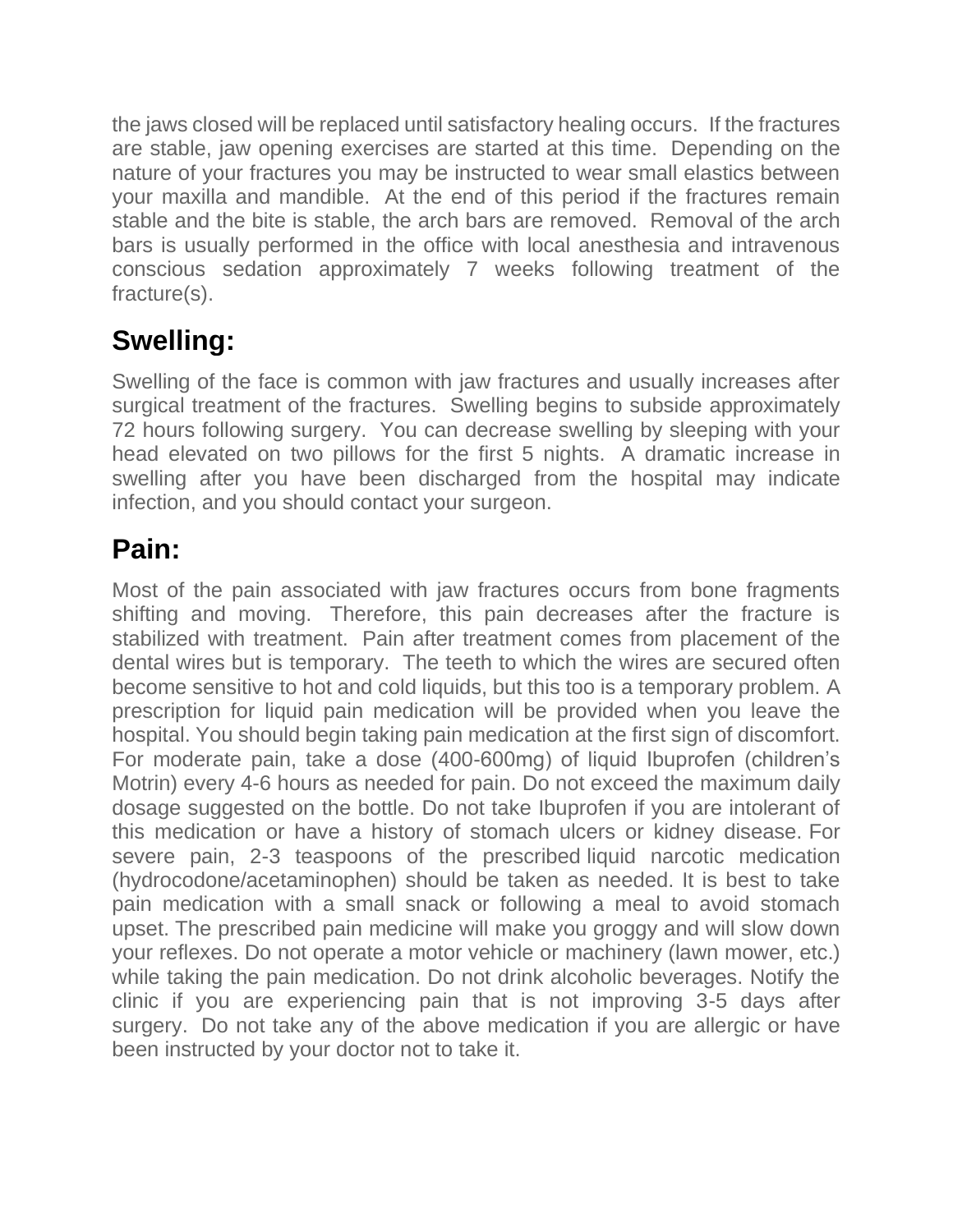the jaws closed will be replaced until satisfactory healing occurs. If the fractures are stable, jaw opening exercises are started at this time. Depending on the nature of your fractures you may be instructed to wear small elastics between your maxilla and mandible. At the end of this period if the fractures remain stable and the bite is stable, the arch bars are removed. Removal of the arch bars is usually performed in the office with local anesthesia and intravenous conscious sedation approximately 7 weeks following treatment of the fracture(s).

## Swelling:

Swelling of the face is common with jaw fractures and usually increases after surgical treatment of the fractures. Swelling begins to subside approximately 72 hours following surgery. You can decrease swelling by sleeping with your head elevated on two pillows for the first 5 nights. A dramatic increase in swelling after you have been discharged from the hospital may indicate infection, and you should contact your surgeon.

## Pain:

Most of the pain associated with jaw fractures occurs from bone fragments shifting and moving. Therefore, this pain decreases after the fracture is stabilized with treatment. Pain after treatment comes from placement of the dental wires but is temporary. The teeth to which the wires are secured often become sensitive to hot and cold liquids, but this too is a temporary problem. A prescription for liquid pain medication will be provided when you leave the hospital. You should begin taking pain medication at the first sign of discomfort. For moderate pain, take a dose (400-600mg) of liquid Ibuprofen (children's Motrin) every 4-6 hours as needed for pain. Do not exceed the maximum daily dosage suggested on the bottle. Do not take Ibuprofen if you are intolerant of this medication or have a history of stomach ulcers or kidney disease. For severe pain, 2-3 teaspoons of the prescribed liquid narcotic medication (hydrocodone/acetaminophen) should be taken as needed. It is best to take pain medication with a small snack or following a meal to avoid stomach upset. The prescribed pain medicine will make you groggy and will slow down your reflexes. Do not operate a motor vehicle or machinery (lawn mower, etc.) while taking the pain medication. Do not drink alcoholic beverages. Notify the clinic if you are experiencing pain that is not improving 3-5 days after surgery. Do not take any of the above medication if you are allergic or have been instructed by your doctor not to take it.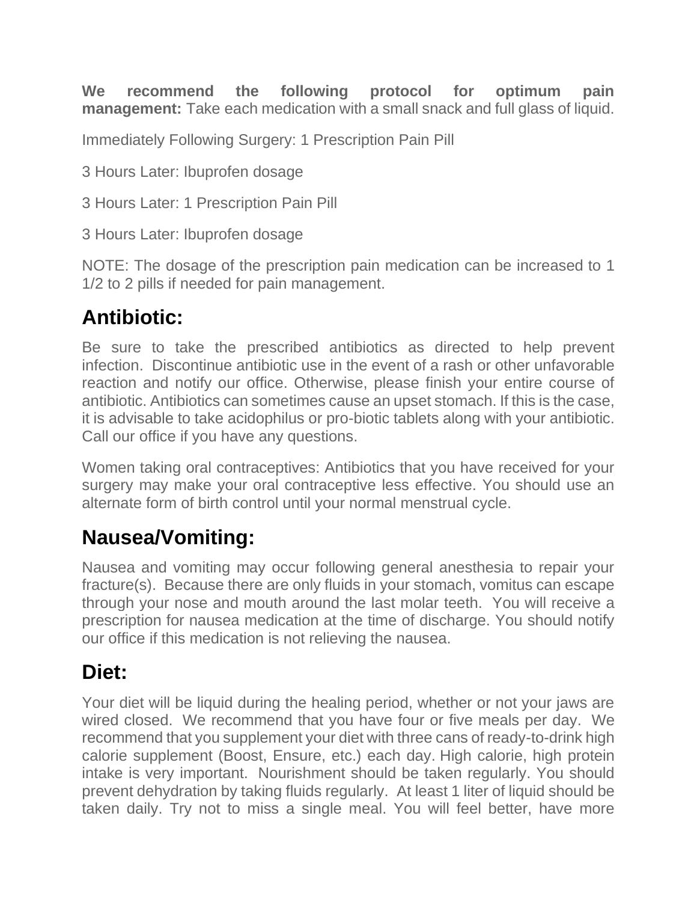**We recommend the following protocol for optimum pain management:** Take each medication with a small snack and full glass of liquid.

Immediately Following Surgery: 1 Prescription Pain Pill

3 Hours Later: Ibuprofen dosage

3 Hours Later: 1 Prescription Pain Pill

3 Hours Later: Ibuprofen dosage

NOTE: The dosage of the prescription pain medication can be increased to 1 1/2 to 2 pills if needed for pain management.

## Antibiotic:

Be sure to take the prescribed antibiotics as directed to help prevent infection. Discontinue antibiotic use in the event of a rash or other unfavorable reaction and notify our office. Otherwise, please finish your entire course of antibiotic. Antibiotics can sometimes cause an upset stomach. If this is the case, it is advisable to take acidophilus or pro-biotic tablets along with your antibiotic. Call our office if you have any questions.

Women taking oral contraceptives: Antibiotics that you have received for your surgery may make your oral contraceptive less effective. You should use an alternate form of birth control until your normal menstrual cycle.

## Nausea/Vomiting:

Nausea and vomiting may occur following general anesthesia to repair your fracture(s). Because there are only fluids in your stomach, vomitus can escape through your nose and mouth around the last molar teeth. You will receive a prescription for nausea medication at the time of discharge. You should notify our office if this medication is not relieving the nausea.

## Diet:

Your diet will be liquid during the healing period, whether or not your jaws are wired closed. We recommend that you have four or five meals per day. We recommend that you supplement your diet with three cans of ready-to-drink high calorie supplement (Boost, Ensure, etc.) each day. High calorie, high protein intake is very important. Nourishment should be taken regularly. You should prevent dehydration by taking fluids regularly. At least 1 liter of liquid should be taken daily. Try not to miss a single meal. You will feel better, have more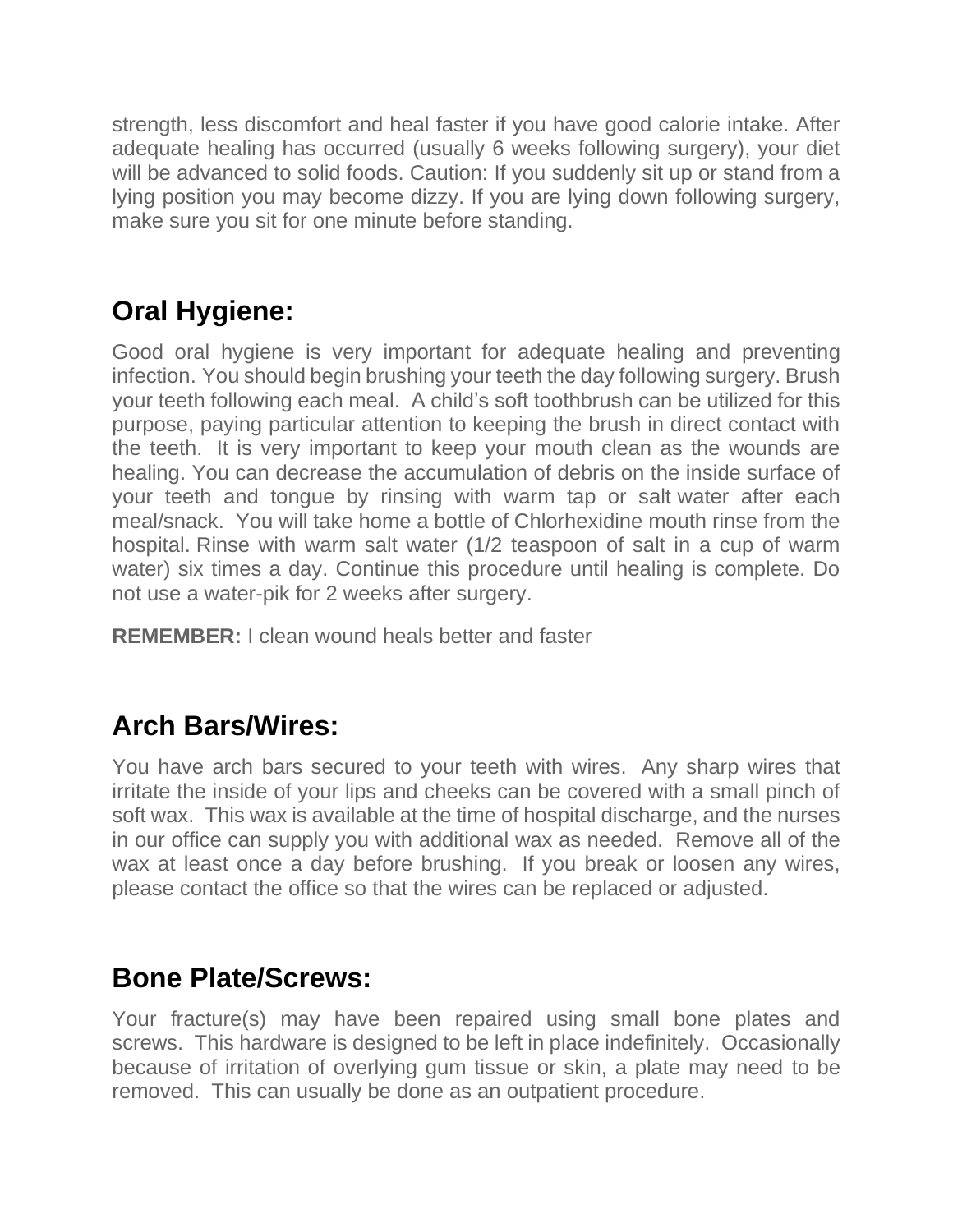strength, less discomfort and heal faster if you have good calorie intake. After adequate healing has occurred (usually 6 weeks following surgery), your diet will be advanced to solid foods. Caution: If you suddenly sit up or stand from a lying position you may become dizzy. If you are lying down following surgery, make sure you sit for one minute before standing.

## Oral Hygiene:

Good oral hygiene is very important for adequate healing and preventing infection. You should begin brushing your teeth the day following surgery. Brush your teeth following each meal. A child's soft toothbrush can be utilized for this purpose, paying particular attention to keeping the brush in direct contact with the teeth. It is very important to keep your mouth clean as the wounds are healing. You can decrease the accumulation of debris on the inside surface of your teeth and tongue by rinsing with warm tap or salt water after each meal/snack. You will take home a bottle of Chlorhexidine mouth rinse from the hospital. Rinse with warm salt water (1/2 teaspoon of salt in a cup of warm water) six times a day. Continue this procedure until healing is complete. Do not use a water-pik for 2 weeks after surgery.

**REMEMBER:** I clean wound heals better and faster

## Arch Bars/Wires:

You have arch bars secured to your teeth with wires. Any sharp wires that irritate the inside of your lips and cheeks can be covered with a small pinch of soft wax. This wax is available at the time of hospital discharge, and the nurses in our office can supply you with additional wax as needed. Remove all of the wax at least once a day before brushing. If you break or loosen any wires, please contact the office so that the wires can be replaced or adjusted.

## Bone Plate/Screws:

Your fracture(s) may have been repaired using small bone plates and screws. This hardware is designed to be left in place indefinitely. Occasionally because of irritation of overlying gum tissue or skin, a plate may need to be removed. This can usually be done as an outpatient procedure.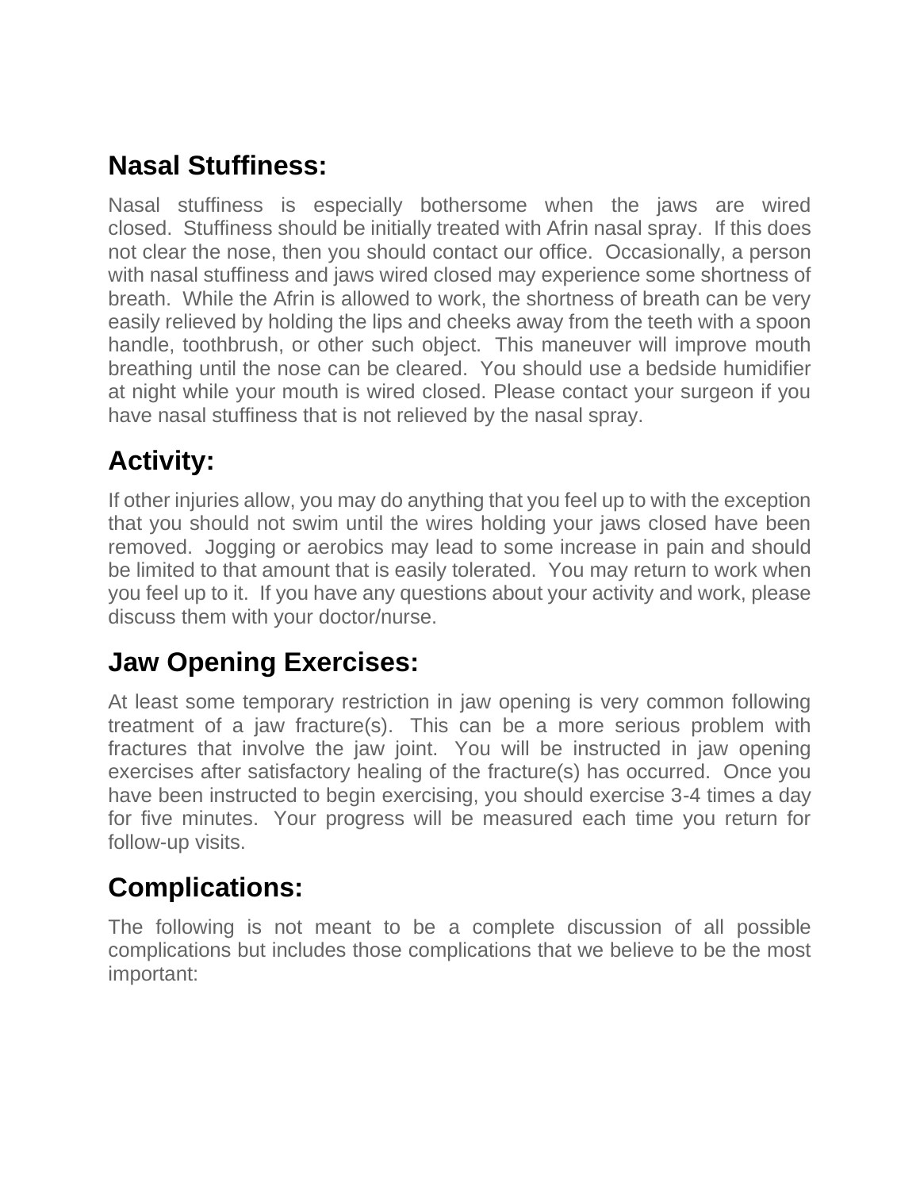## Nasal Stuffiness:

Nasal stuffiness is especially bothersome when the jaws are wired closed. Stuffiness should be initially treated with Afrin nasal spray. If this does not clear the nose, then you should contact our office. Occasionally, a person with nasal stuffiness and jaws wired closed may experience some shortness of breath. While the Afrin is allowed to work, the shortness of breath can be very easily relieved by holding the lips and cheeks away from the teeth with a spoon handle, toothbrush, or other such object. This maneuver will improve mouth breathing until the nose can be cleared. You should use a bedside humidifier at night while your mouth is wired closed. Please contact your surgeon if you have nasal stuffiness that is not relieved by the nasal spray.

## Activity:

If other injuries allow, you may do anything that you feel up to with the exception that you should not swim until the wires holding your jaws closed have been removed. Jogging or aerobics may lead to some increase in pain and should be limited to that amount that is easily tolerated. You may return to work when you feel up to it. If you have any questions about your activity and work, please discuss them with your doctor/nurse.

## Jaw Opening Exercises:

At least some temporary restriction in jaw opening is very common following treatment of a jaw fracture(s). This can be a more serious problem with fractures that involve the jaw joint. You will be instructed in jaw opening exercises after satisfactory healing of the fracture(s) has occurred. Once you have been instructed to begin exercising, you should exercise 3-4 times a day for five minutes. Your progress will be measured each time you return for follow-up visits.

## Complications:

The following is not meant to be a complete discussion of all possible complications but includes those complications that we believe to be the most important: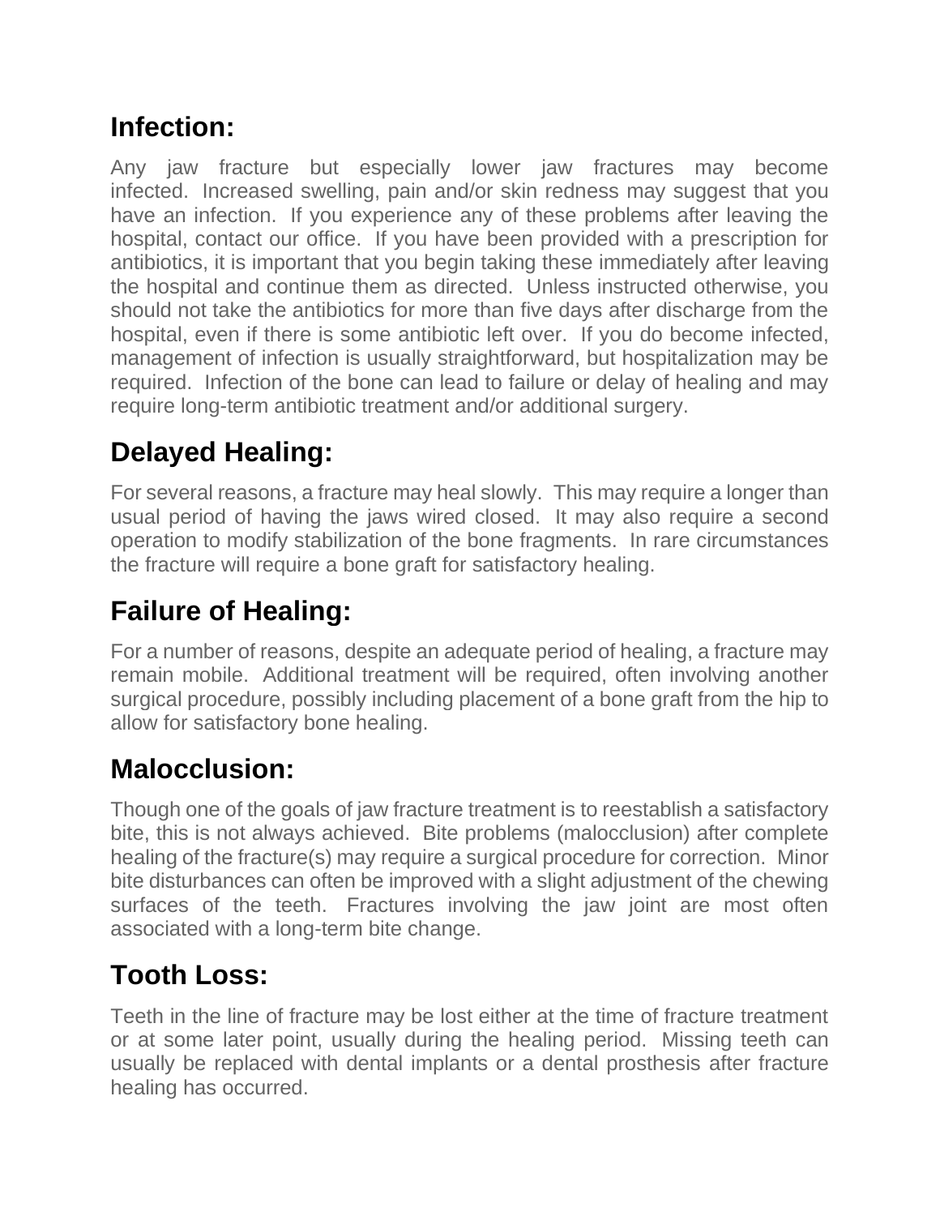## Infection:

Any jaw fracture but especially lower jaw fractures may become infected. Increased swelling, pain and/or skin redness may suggest that you have an infection. If you experience any of these problems after leaving the hospital, contact our office. If you have been provided with a prescription for antibiotics, it is important that you begin taking these immediately after leaving the hospital and continue them as directed. Unless instructed otherwise, you should not take the antibiotics for more than five days after discharge from the hospital, even if there is some antibiotic left over. If you do become infected, management of infection is usually straightforward, but hospitalization may be required. Infection of the bone can lead to failure or delay of healing and may require long-term antibiotic treatment and/or additional surgery.

## Delayed Healing:

For several reasons, a fracture may heal slowly. This may require a longer than usual period of having the jaws wired closed. It may also require a second operation to modify stabilization of the bone fragments. In rare circumstances the fracture will require a bone graft for satisfactory healing.

## Failure of Healing:

For a number of reasons, despite an adequate period of healing, a fracture may remain mobile. Additional treatment will be required, often involving another surgical procedure, possibly including placement of a bone graft from the hip to allow for satisfactory bone healing.

## Malocclusion:

Though one of the goals of jaw fracture treatment is to reestablish a satisfactory bite, this is not always achieved. Bite problems (malocclusion) after complete healing of the fracture(s) may require a surgical procedure for correction. Minor bite disturbances can often be improved with a slight adjustment of the chewing surfaces of the teeth. Fractures involving the jaw joint are most often associated with a long-term bite change.

## Tooth Loss:

Teeth in the line of fracture may be lost either at the time of fracture treatment or at some later point, usually during the healing period. Missing teeth can usually be replaced with dental implants or a dental prosthesis after fracture healing has occurred.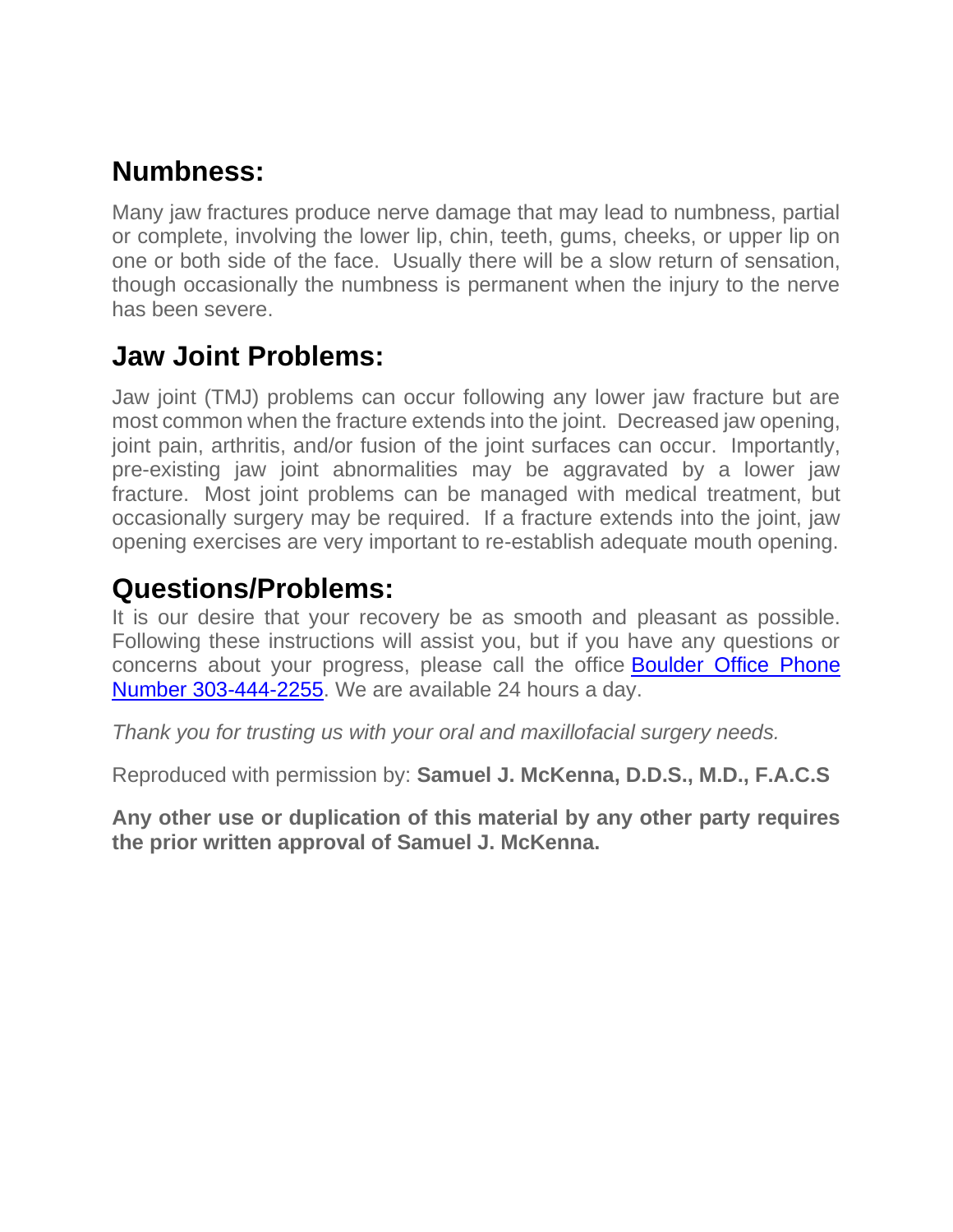## Numbness:

Many jaw fractures produce nerve damage that may lead to numbness, partial or complete, involving the lower lip, chin, teeth, gums, cheeks, or upper lip on one or both side of the face. Usually there will be a slow return of sensation, though occasionally the numbness is permanent when the injury to the nerve has been severe.

## Jaw Joint Problems:

Jaw joint (TMJ) problems can occur following any lower jaw fracture but are most common when the fracture extends into the joint. Decreased jaw opening, joint pain, arthritis, and/or fusion of the joint surfaces can occur. Importantly, pre-existing jaw joint abnormalities may be aggravated by a lower jaw fracture. Most joint problems can be managed with medical treatment, but occasionally surgery may be required. If a fracture extends into the joint, jaw opening exercises are very important to re-establish adequate mouth opening.

## Questions/Problems:

It is our desire that your recovery be as smooth and pleasant as possible. Following these instructions will assist you, but if you have any questions or concerns about your progress, please call the office [Boulder Office Phone Number 303-444-2255]. We are available 24 hours a day.

*Thank you for trusting us with your oral and maxillofacial surgery needs.*

Reproduced with permission by: **Samuel J. McKenna, D.D.S., M.D., F.A.C.S**

**Any other use or duplication of this material by any other party requires the prior written approval of Samuel J. McKenna.**